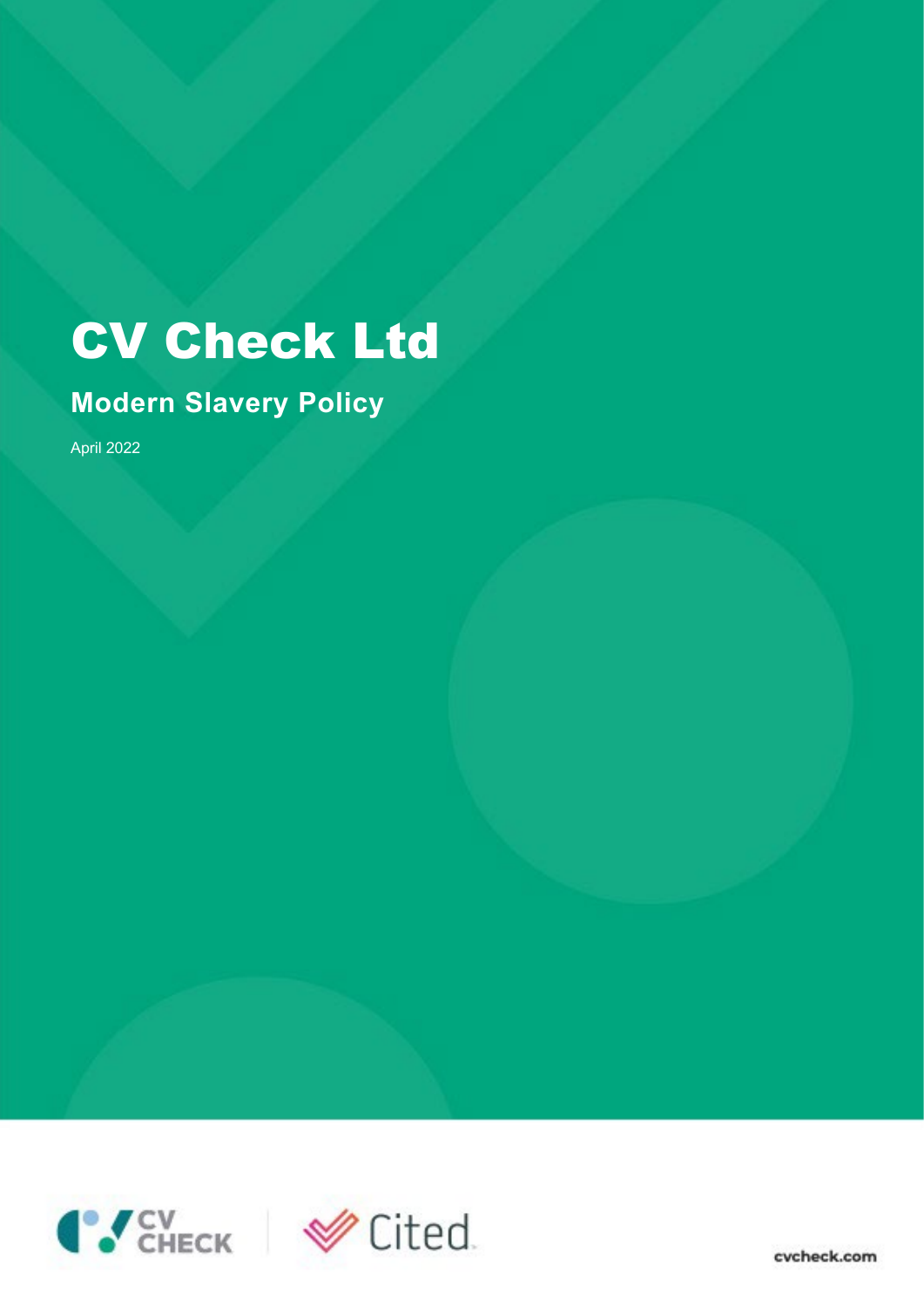# CV Check Ltd

## Modern Slavery Policy

April 2022

cvcheck.com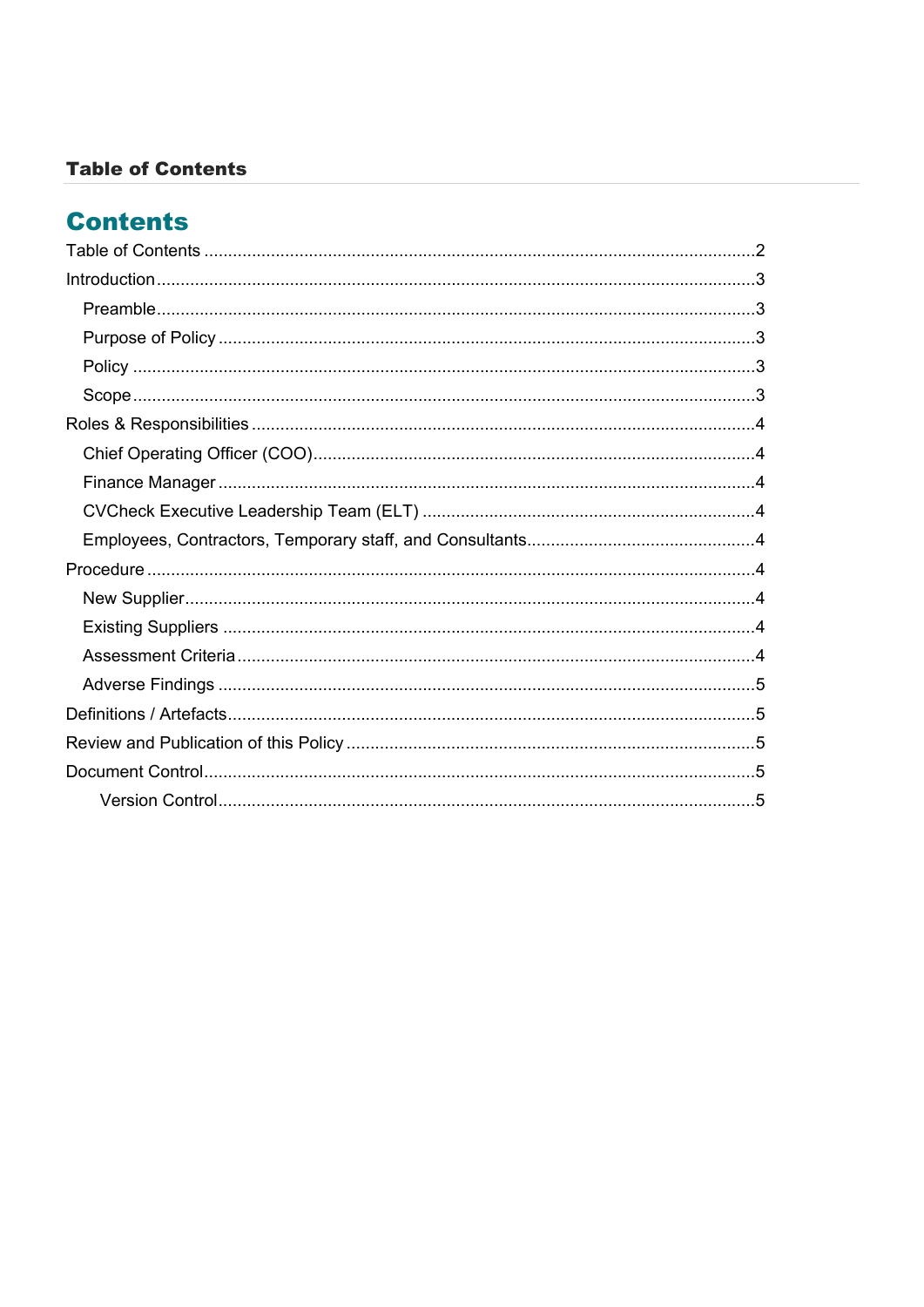# Table of Contents

## Contents

Table of Contents ........................................................................................................ 2
Introduction ................................................................................................................ 3
  Preamble ................................................................................................................ 3
  Purpose of Policy .................................................................................................... 3
  Policy ..................................................................................................................... 3
  Scope ..................................................................................................................... 3
Roles & Responsibilities ............................................................................................. 4
  Chief Operating Officer (COO) ................................................................................. 4
  Finance Manager ..................................................................................................... 4
  CVCheck Executive Leadership Team (ELT) .............................................................. 4
  Employees, Contractors, Temporary staff, and Consultants ........................................ 4
Procedure ................................................................................................................... 4
  New Supplier ........................................................................................................... 4
  Existing Suppliers .................................................................................................... 4
  Assessment Criteria ................................................................................................. 4
  Adverse Findings ..................................................................................................... 5
Definitions / Artefacts .................................................................................................. 5
Review and Publication of this Policy .......................................................................... 5
Document Control ....................................................................................................... 5
    Version Control ..................................................................................................... 5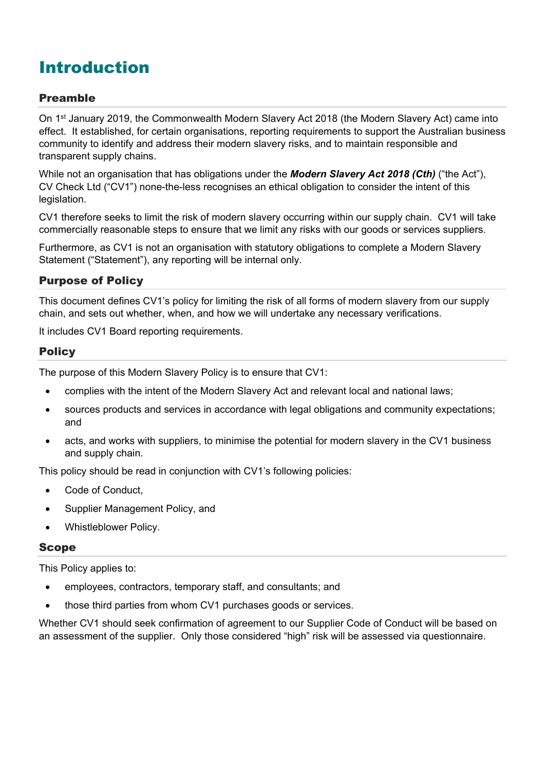# Introduction

## Preamble

On 1st January 2019, the Commonwealth Modern Slavery Act 2018 (the Modern Slavery Act) came into effect. It established, for certain organisations, reporting requirements to support the Australian business community to identify and address their modern slavery risks, and to maintain responsible and transparent supply chains.

While not an organisation that has obligations under the ***Modern Slavery Act 2018 (Cth)*** ("the Act"), CV Check Ltd ("CV1") none-the-less recognises an ethical obligation to consider the intent of this legislation.

CV1 therefore seeks to limit the risk of modern slavery occurring within our supply chain. CV1 will take commercially reasonable steps to ensure that we limit any risks with our goods or services suppliers.

Furthermore, as CV1 is not an organisation with statutory obligations to complete a Modern Slavery Statement ("Statement"), any reporting will be internal only.

## Purpose of Policy

This document defines CV1's policy for limiting the risk of all forms of modern slavery from our supply chain, and sets out whether, when, and how we will undertake any necessary verifications.

It includes CV1 Board reporting requirements.

## Policy

The purpose of this Modern Slavery Policy is to ensure that CV1:

- complies with the intent of the Modern Slavery Act and relevant local and national laws;
- sources products and services in accordance with legal obligations and community expectations; and
- acts, and works with suppliers, to minimise the potential for modern slavery in the CV1 business and supply chain.

This policy should be read in conjunction with CV1's following policies:

- Code of Conduct,
- Supplier Management Policy, and
- Whistleblower Policy.

## Scope

This Policy applies to:

- employees, contractors, temporary staff, and consultants; and
- those third parties from whom CV1 purchases goods or services.

Whether CV1 should seek confirmation of agreement to our Supplier Code of Conduct will be based on an assessment of the supplier. Only those considered "high" risk will be assessed via questionnaire.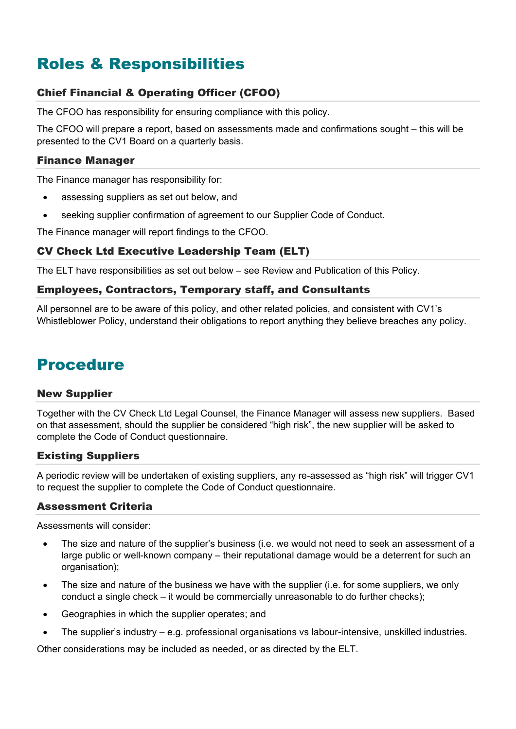# Roles & Responsibilities

## Chief Financial & Operating Officer (CFOO)

The CFOO has responsibility for ensuring compliance with this policy.

The CFOO will prepare a report, based on assessments made and confirmations sought – this will be presented to the CV1 Board on a quarterly basis.

## Finance Manager

The Finance manager has responsibility for:

- assessing suppliers as set out below, and
- seeking supplier confirmation of agreement to our Supplier Code of Conduct.

The Finance manager will report findings to the CFOO.

## CV Check Ltd Executive Leadership Team (ELT)

The ELT have responsibilities as set out below – see Review and Publication of this Policy.

## Employees, Contractors, Temporary staff, and Consultants

All personnel are to be aware of this policy, and other related policies, and consistent with CV1's Whistleblower Policy, understand their obligations to report anything they believe breaches any policy.

# Procedure

## New Supplier

Together with the CV Check Ltd Legal Counsel, the Finance Manager will assess new suppliers. Based on that assessment, should the supplier be considered "high risk", the new supplier will be asked to complete the Code of Conduct questionnaire.

## Existing Suppliers

A periodic review will be undertaken of existing suppliers, any re-assessed as "high risk" will trigger CV1 to request the supplier to complete the Code of Conduct questionnaire.

## Assessment Criteria

Assessments will consider:

- The size and nature of the supplier's business (i.e. we would not need to seek an assessment of a large public or well-known company – their reputational damage would be a deterrent for such an organisation);
- The size and nature of the business we have with the supplier (i.e. for some suppliers, we only conduct a single check – it would be commercially unreasonable to do further checks);
- Geographies in which the supplier operates; and
- The supplier's industry – e.g. professional organisations vs labour-intensive, unskilled industries.

Other considerations may be included as needed, or as directed by the ELT.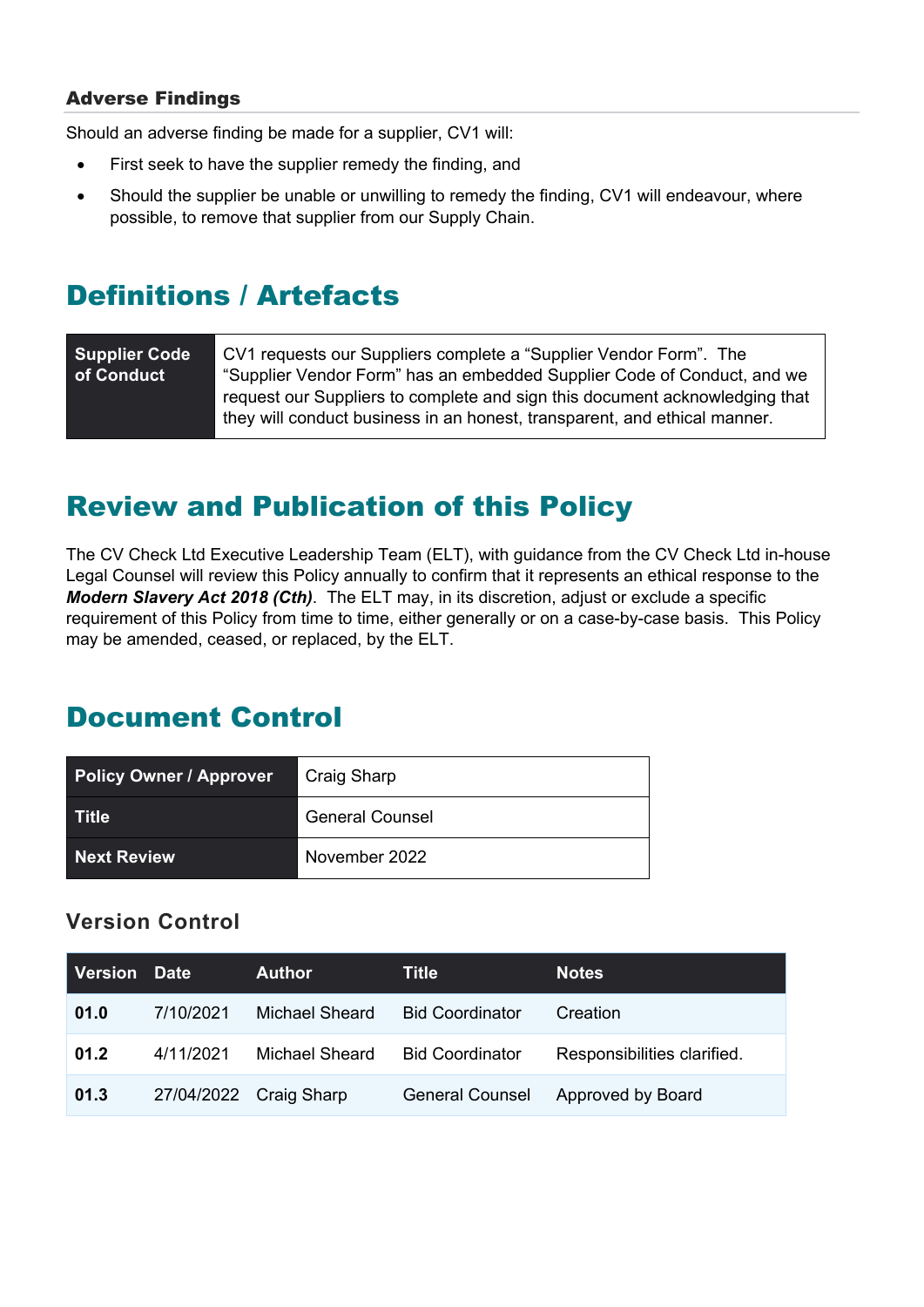### Adverse Findings

Should an adverse finding be made for a supplier, CV1 will:

- First seek to have the supplier remedy the finding, and
- Should the supplier be unable or unwilling to remedy the finding, CV1 will endeavour, where possible, to remove that supplier from our Supply Chain.

# Definitions / Artefacts

| | |
|---|---|
| **Supplier Code of Conduct** | CV1 requests our Suppliers complete a "Supplier Vendor Form". The "Supplier Vendor Form" has an embedded Supplier Code of Conduct, and we request our Suppliers to complete and sign this document acknowledging that they will conduct business in an honest, transparent, and ethical manner. |

# Review and Publication of this Policy

The CV Check Ltd Executive Leadership Team (ELT), with guidance from the CV Check Ltd in-house Legal Counsel will review this Policy annually to confirm that it represents an ethical response to the ***Modern Slavery Act 2018 (Cth)***. The ELT may, in its discretion, adjust or exclude a specific requirement of this Policy from time to time, either generally or on a case-by-case basis. This Policy may be amended, ceased, or replaced, by the ELT.

# Document Control

| | |
|---|---|
| **Policy Owner / Approver** | Craig Sharp |
| **Title** | General Counsel |
| **Next Review** | November 2022 |

## Version Control

| Version | Date | Author | Title | Notes |
|---|---|---|---|---|
| **01.0** | 7/10/2021 | Michael Sheard | Bid Coordinator | Creation |
| **01.2** | 4/11/2021 | Michael Sheard | Bid Coordinator | Responsibilities clarified. |
| **01.3** | 27/04/2022 | Craig Sharp | General Counsel | Approved by Board |